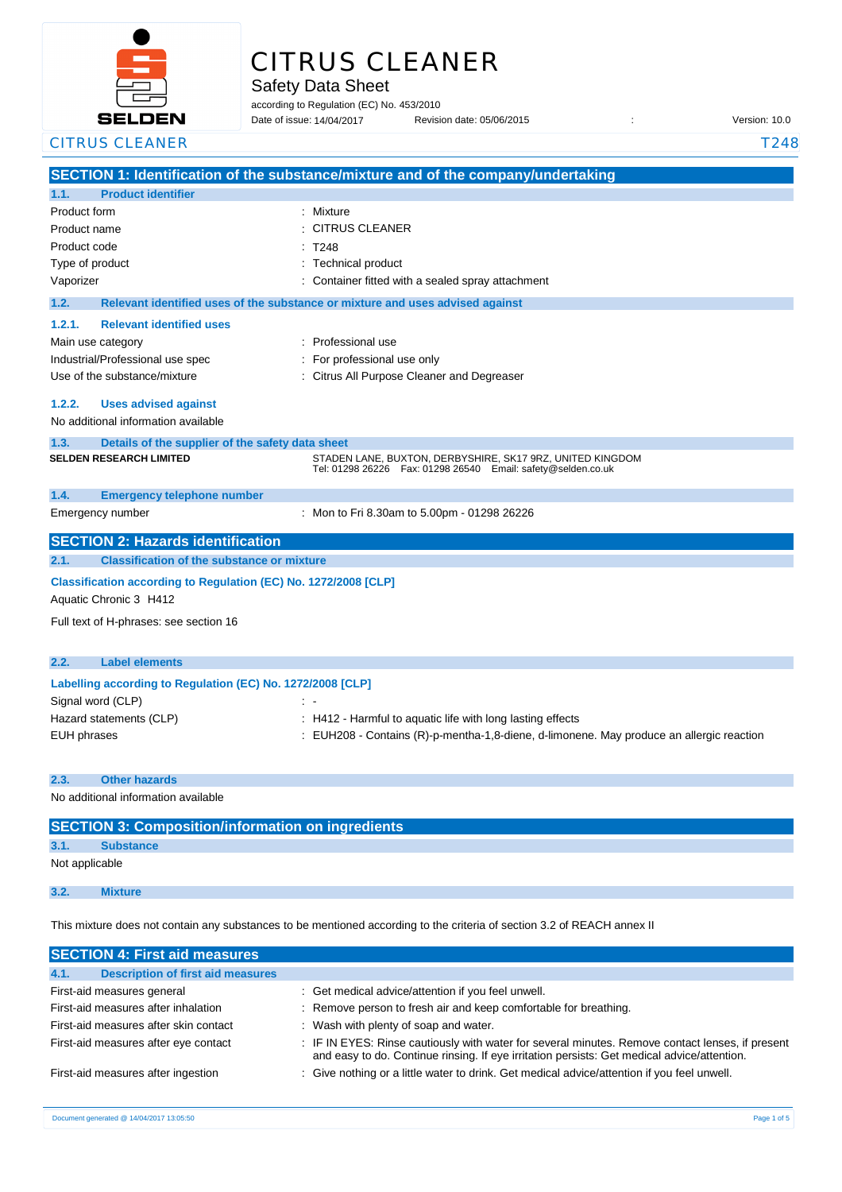# CITRUS CLEANER

## Safety Data Sheet

according to Regulation (EC) No. 453/2010

Date of issue: 14/04/2017 Revision date: 05/06/2015 : Version: 10.0

CITRUS CLEANER T248

## SECTION 1: Identification of the substance/mixture and of the company/undertaking

### 1.1. Product identifier

| | |
|---|---|
| Product form | : Mixture |
| Product name | : CITRUS CLEANER |
| Product code | : T248 |
| Type of product | : Technical product |
| Vaporizer | : Container fitted with a sealed spray attachment |

### 1.2. Relevant identified uses of the substance or mixture and uses advised against

#### 1.2.1. Relevant identified uses

| | |
|---|---|
| Main use category | : Professional use |
| Industrial/Professional use spec | : For professional use only |
| Use of the substance/mixture | : Citrus All Purpose Cleaner and Degreaser |

#### 1.2.2. Uses advised against

No additional information available

### 1.3. Details of the supplier of the safety data sheet

**SELDEN RESEARCH LIMITED**

STADEN LANE, BUXTON, DERBYSHIRE, SK17 9RZ, UNITED KINGDOM
Tel: 01298 26226 Fax: 01298 26540 Email: safety@selden.co.uk

### 1.4. Emergency telephone number

| | |
|---|---|
| Emergency number | : Mon to Fri 8.30am to 5.00pm - 01298 26226 |

## SECTION 2: Hazards identification

### 2.1. Classification of the substance or mixture

**Classification according to Regulation (EC) No. 1272/2008 [CLP]**

Aquatic Chronic 3 H412

Full text of H-phrases: see section 16

### 2.2. Label elements

**Labelling according to Regulation (EC) No. 1272/2008 [CLP]**

| | |
|---|---|
| Signal word (CLP) | : - |
| Hazard statements (CLP) | : H412 - Harmful to aquatic life with long lasting effects |
| EUH phrases | : EUH208 - Contains (R)-p-mentha-1,8-diene, d-limonene. May produce an allergic reaction |

### 2.3. Other hazards

No additional information available

## SECTION 3: Composition/information on ingredients

### 3.1. Substance

Not applicable

### 3.2. Mixture

This mixture does not contain any substances to be mentioned according to the criteria of section 3.2 of REACH annex II

## SECTION 4: First aid measures

### 4.1. Description of first aid measures

| | |
|---|---|
| First-aid measures general | : Get medical advice/attention if you feel unwell. |
| First-aid measures after inhalation | : Remove person to fresh air and keep comfortable for breathing. |
| First-aid measures after skin contact | : Wash with plenty of soap and water. |
| First-aid measures after eye contact | : IF IN EYES: Rinse cautiously with water for several minutes. Remove contact lenses, if present and easy to do. Continue rinsing. If eye irritation persists: Get medical advice/attention. |
| First-aid measures after ingestion | : Give nothing or a little water to drink. Get medical advice/attention if you feel unwell. |

Document generated @ 14/04/2017 13:05:50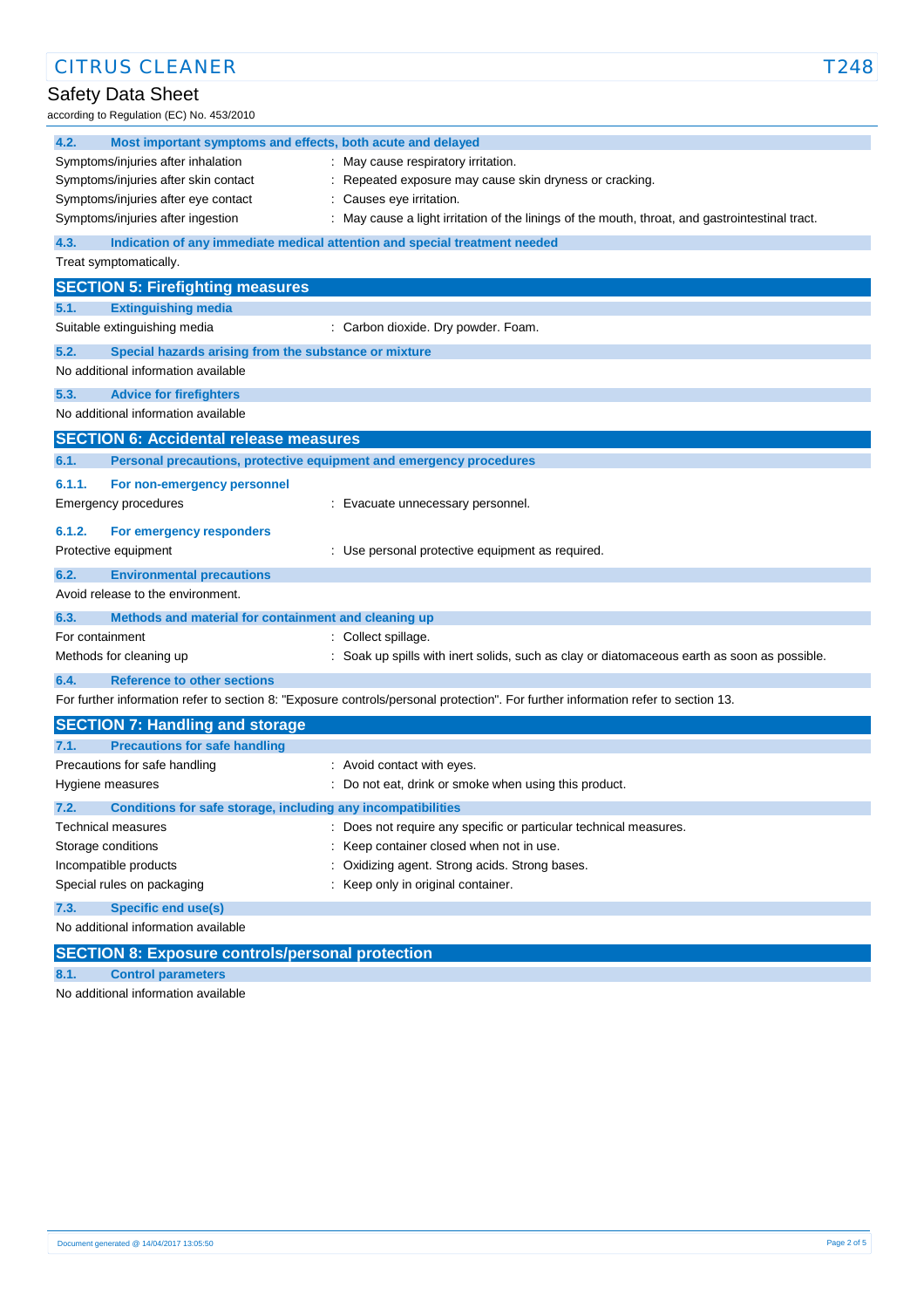#### 4.2. Most important symptoms and effects, both acute and delayed

| | |
|---|---|
| Symptoms/injuries after inhalation | : May cause respiratory irritation. |
| Symptoms/injuries after skin contact | : Repeated exposure may cause skin dryness or cracking. |
| Symptoms/injuries after eye contact | : Causes eye irritation. |
| Symptoms/injuries after ingestion | : May cause a light irritation of the linings of the mouth, throat, and gastrointestinal tract. |

#### 4.3. Indication of any immediate medical attention and special treatment needed

Treat symptomatically.

## SECTION 5: Firefighting measures

#### 5.1. Extinguishing media

| | |
|---|---|
| Suitable extinguishing media | : Carbon dioxide. Dry powder. Foam. |

#### 5.2. Special hazards arising from the substance or mixture

No additional information available

#### 5.3. Advice for firefighters

No additional information available

## SECTION 6: Accidental release measures

#### 6.1. Personal precautions, protective equipment and emergency procedures

##### 6.1.1. For non-emergency personnel

| | |
|---|---|
| Emergency procedures | : Evacuate unnecessary personnel. |

##### 6.1.2. For emergency responders

| | |
|---|---|
| Protective equipment | : Use personal protective equipment as required. |

#### 6.2. Environmental precautions

Avoid release to the environment.

#### 6.3. Methods and material for containment and cleaning up

| | |
|---|---|
| For containment | : Collect spillage. |
| Methods for cleaning up | : Soak up spills with inert solids, such as clay or diatomaceous earth as soon as possible. |

#### 6.4. Reference to other sections

For further information refer to section 8: "Exposure controls/personal protection". For further information refer to section 13.

## SECTION 7: Handling and storage

#### 7.1. Precautions for safe handling

| | |
|---|---|
| Precautions for safe handling | : Avoid contact with eyes. |
| Hygiene measures | : Do not eat, drink or smoke when using this product. |

#### 7.2. Conditions for safe storage, including any incompatibilities

| | |
|---|---|
| Technical measures | : Does not require any specific or particular technical measures. |
| Storage conditions | : Keep container closed when not in use. |
| Incompatible products | : Oxidizing agent. Strong acids. Strong bases. |
| Special rules on packaging | : Keep only in original container. |

#### 7.3. Specific end use(s)

No additional information available

## SECTION 8: Exposure controls/personal protection

#### 8.1. Control parameters

No additional information available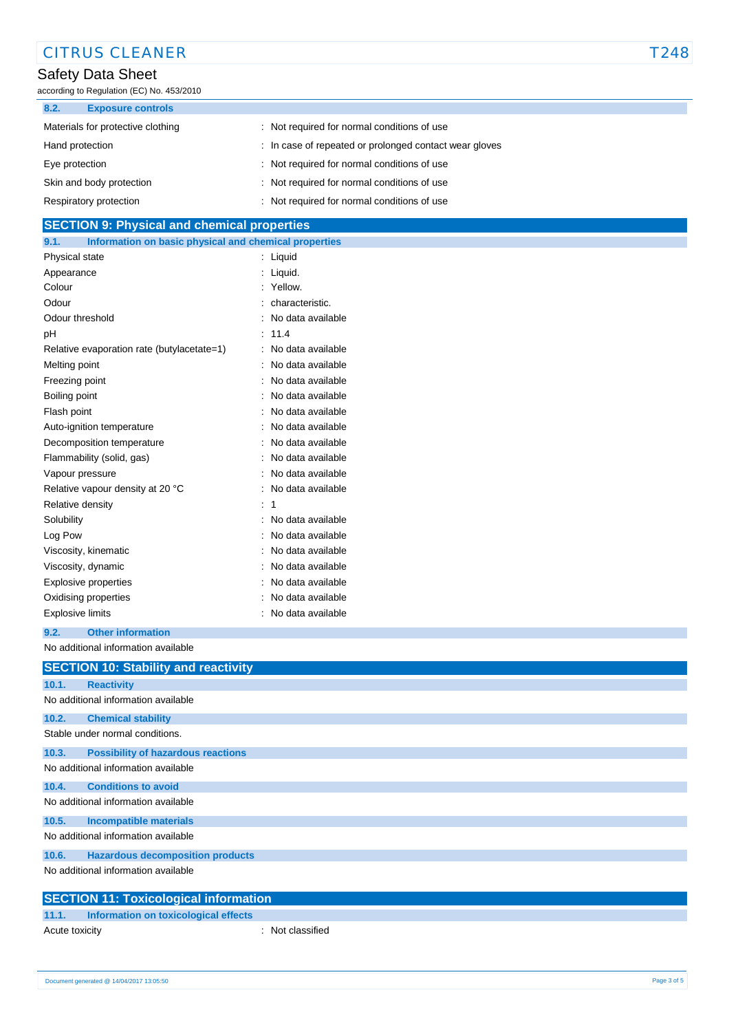### 8.2. Exposure controls

| | |
|---|---|
| Materials for protective clothing | : Not required for normal conditions of use |
| Hand protection | : In case of repeated or prolonged contact wear gloves |
| Eye protection | : Not required for normal conditions of use |
| Skin and body protection | : Not required for normal conditions of use |
| Respiratory protection | : Not required for normal conditions of use |

## SECTION 9: Physical and chemical properties

### 9.1. Information on basic physical and chemical properties

| | |
|---|---|
| Physical state | : Liquid |
| Appearance | : Liquid. |
| Colour | : Yellow. |
| Odour | : characteristic. |
| Odour threshold | : No data available |
| pH | : 11.4 |
| Relative evaporation rate (butylacetate=1) | : No data available |
| Melting point | : No data available |
| Freezing point | : No data available |
| Boiling point | : No data available |
| Flash point | : No data available |
| Auto-ignition temperature | : No data available |
| Decomposition temperature | : No data available |
| Flammability (solid, gas) | : No data available |
| Vapour pressure | : No data available |
| Relative vapour density at 20 °C | : No data available |
| Relative density | : 1 |
| Solubility | : No data available |
| Log Pow | : No data available |
| Viscosity, kinematic | : No data available |
| Viscosity, dynamic | : No data available |
| Explosive properties | : No data available |
| Oxidising properties | : No data available |
| Explosive limits | : No data available |

### 9.2. Other information

No additional information available

## SECTION 10: Stability and reactivity

### 10.1. Reactivity

No additional information available

### 10.2. Chemical stability

Stable under normal conditions.

### 10.3. Possibility of hazardous reactions

No additional information available

### 10.4. Conditions to avoid

No additional information available

### 10.5. Incompatible materials

No additional information available

### 10.6. Hazardous decomposition products

No additional information available

## SECTION 11: Toxicological information

### 11.1. Information on toxicological effects

| | |
|---|---|
| Acute toxicity | : Not classified |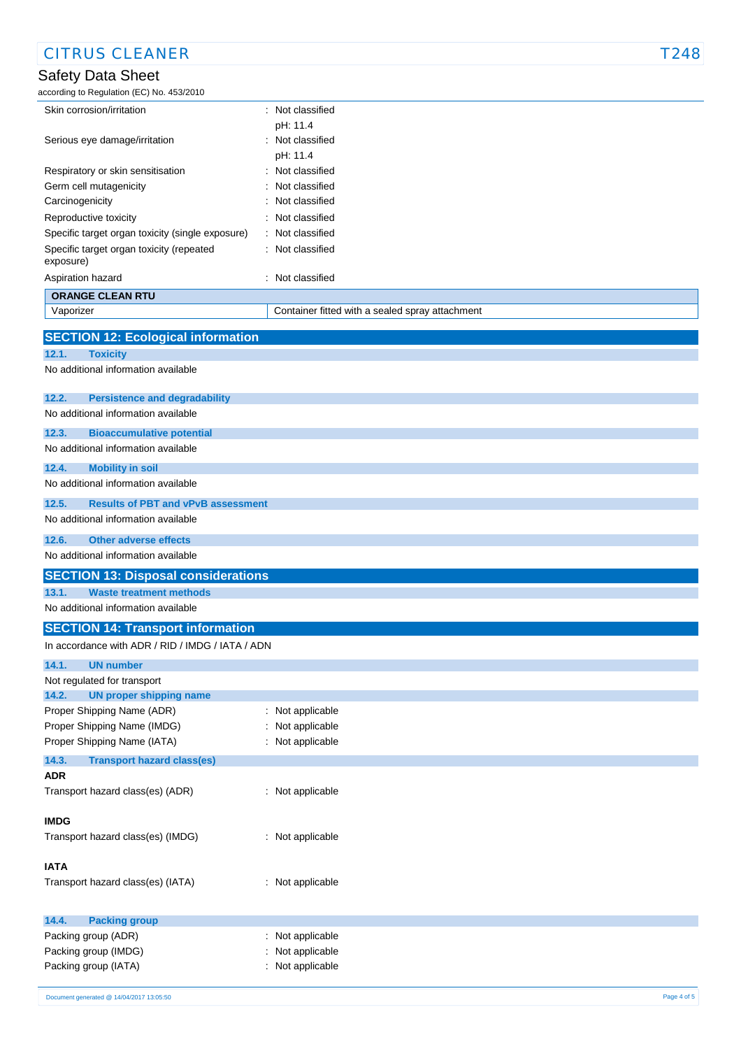| | |
|---|---|
| Skin corrosion/irritation | : Not classified<br>pH: 11.4 |
| Serious eye damage/irritation | : Not classified<br>pH: 11.4 |
| Respiratory or skin sensitisation | : Not classified |
| Germ cell mutagenicity | : Not classified |
| Carcinogenicity | : Not classified |
| Reproductive toxicity | : Not classified |
| Specific target organ toxicity (single exposure) | : Not classified |
| Specific target organ toxicity (repeated exposure) | : Not classified |
| Aspiration hazard | : Not classified |

| ORANGE CLEAN RTU | |
|---|---|
| Vaporizer | Container fitted with a sealed spray attachment |

## SECTION 12: Ecological information

### 12.1. Toxicity

No additional information available

### 12.2. Persistence and degradability

No additional information available

### 12.3. Bioaccumulative potential

No additional information available

### 12.4. Mobility in soil

No additional information available

### 12.5. Results of PBT and vPvB assessment

No additional information available

### 12.6. Other adverse effects

No additional information available

## SECTION 13: Disposal considerations

### 13.1. Waste treatment methods

No additional information available

## SECTION 14: Transport information

In accordance with ADR / RID / IMDG / IATA / ADN

### 14.1. UN number

Not regulated for transport

### 14.2. UN proper shipping name

| | |
|---|---|
| Proper Shipping Name (ADR) | : Not applicable |
| Proper Shipping Name (IMDG) | : Not applicable |
| Proper Shipping Name (IATA) | : Not applicable |

### 14.3. Transport hazard class(es)

**ADR**

Transport hazard class(es) (ADR) : Not applicable

**IMDG**

Transport hazard class(es) (IMDG) : Not applicable

**IATA**

Transport hazard class(es) (IATA) : Not applicable

### 14.4. Packing group

| | |
|---|---|
| Packing group (ADR) | : Not applicable |
| Packing group (IMDG) | : Not applicable |
| Packing group (IATA) | : Not applicable |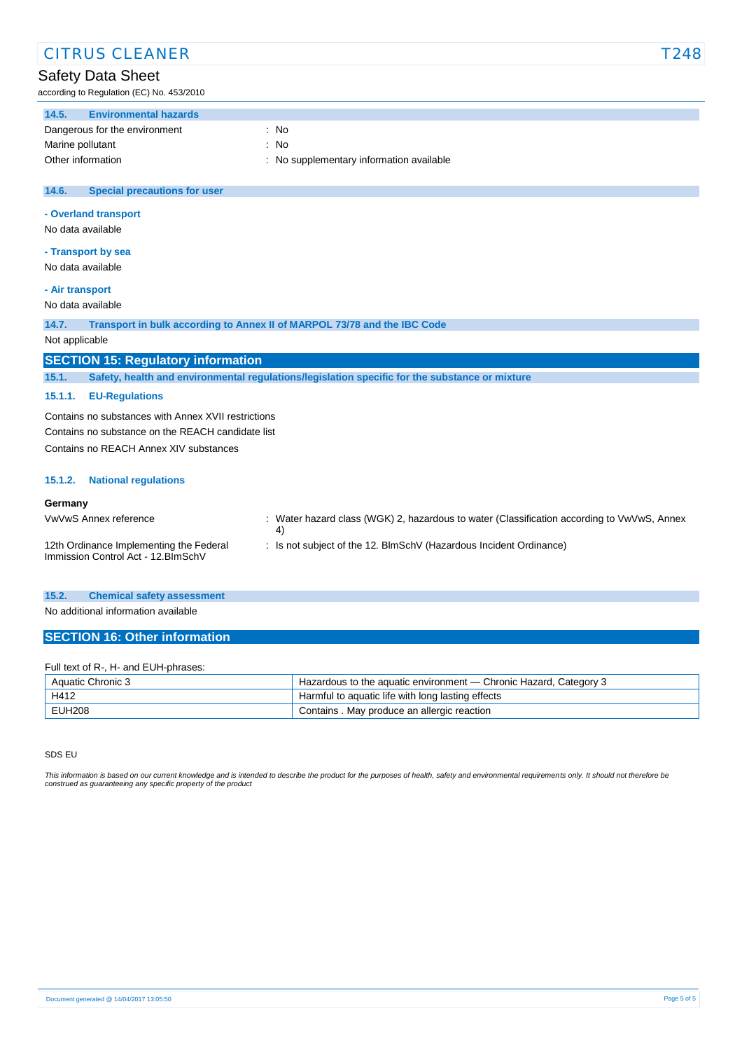### 14.5. Environmental hazards

Dangerous for the environment : No

Marine pollutant : No

Other information : No supplementary information available

### 14.6. Special precautions for user

**- Overland transport**

No data available

**- Transport by sea**

No data available

**- Air transport**

No data available

### 14.7. Transport in bulk according to Annex II of MARPOL 73/78 and the IBC Code

Not applicable

## SECTION 15: Regulatory information

### 15.1. Safety, health and environmental regulations/legislation specific for the substance or mixture

#### 15.1.1. EU-Regulations

Contains no substances with Annex XVII restrictions

Contains no substance on the REACH candidate list

Contains no REACH Annex XIV substances

#### 15.1.2. National regulations

**Germany**

VwVwS Annex reference : Water hazard class (WGK) 2, hazardous to water (Classification according to VwVwS, Annex 4)

12th Ordinance Implementing the Federal Immission Control Act - 12.BImSchV : Is not subject of the 12. BlmSchV (Hazardous Incident Ordinance)

### 15.2. Chemical safety assessment

No additional information available

## SECTION 16: Other information

Full text of R-, H- and EUH-phrases:

| | |
|---|---|
| Aquatic Chronic 3 | Hazardous to the aquatic environment — Chronic Hazard, Category 3 |
| H412 | Harmful to aquatic life with long lasting effects |
| EUH208 | Contains . May produce an allergic reaction |

SDS EU

*This information is based on our current knowledge and is intended to describe the product for the purposes of health, safety and environmental requirements only. It should not therefore be construed as guaranteeing any specific property of the product*